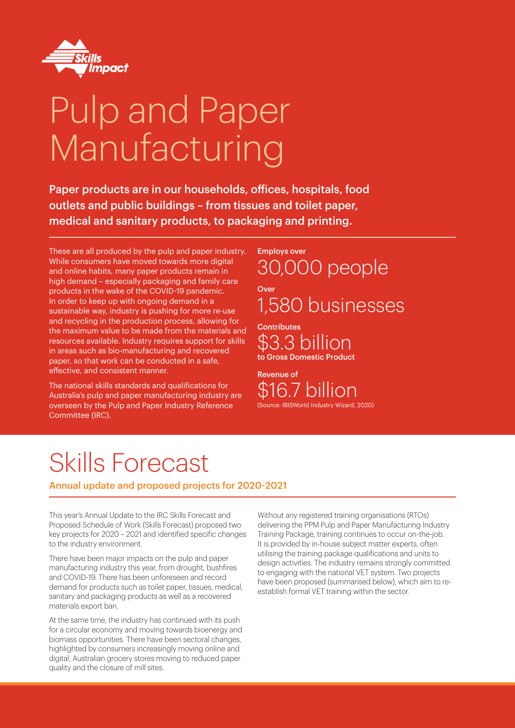# Pulp and Paper Manufacturing

**Paper products are in our households, offices, hospitals, food outlets and public buildings – from tissues and toilet paper, medical and sanitary products, to packaging and printing.**

These are all produced by the pulp and paper industry. While consumers have moved towards more digital and online habits, many paper products remain in high demand – especially packaging and family care products in the wake of the COVID-19 pandemic. In order to keep up with ongoing demand in a sustainable way, industry is pushing for more re-use and recycling in the production process, allowing for the maximum value to be made from the materials and resources available. Industry requires support for skills in areas such as bio-manufacturing and recovered paper, so that work can be conducted in a safe, effective, and consistent manner.

The national skills standards and qualifications for Australia's pulp and paper manufacturing industry are overseen by the Pulp and Paper Industry Reference Committee (IRC).

**Employs over**
30,000 people

**Over**
1,580 businesses

**Contributes**
$3.3 billion
**to Gross Domestic Product**

**Revenue of**
$16.7 billion
(Source: IBISWorld Industry Wizard, 2020)

# Skills Forecast

## Annual update and proposed projects for 2020-2021

This year's Annual Update to the IRC Skills Forecast and Proposed Schedule of Work (Skills Forecast) proposed two key projects for 2020 – 2021 and identified specific changes to the industry environment.

There have been major impacts on the pulp and paper manufacturing industry this year, from drought, bushfires and COVID-19. There has been unforeseen and record demand for products such as toilet paper, tissues, medical, sanitary and packaging products as well as a recovered materials export ban.

At the same time, the industry has continued with its push for a circular economy and moving towards bioenergy and biomass opportunities. There have been sectoral changes, highlighted by consumers increasingly moving online and digital, Australian grocery stores moving to reduced paper quality and the closure of mill sites.

Without any registered training organisations (RTOs) delivering the PPM Pulp and Paper Manufacturing Industry Training Package, training continues to occur on-the-job. It is provided by in-house subject matter experts, often utilising the training package qualifications and units to design activities. The industry remains strongly committed to engaging with the national VET system. Two projects have been proposed (summarised below), which aim to re-establish formal VET training within the sector.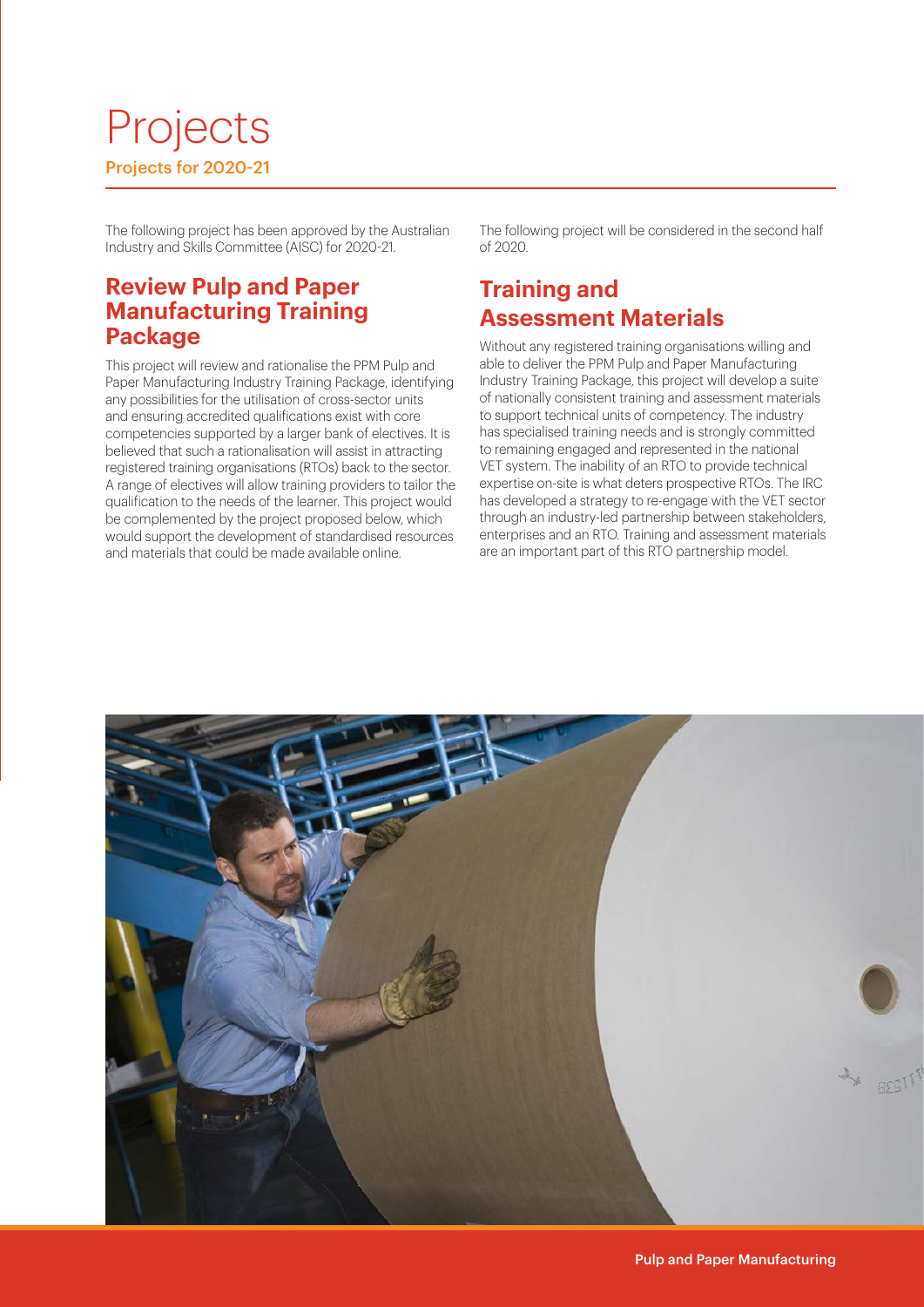# Projects

## Projects for 2020-21

The following project has been approved by the Australian Industry and Skills Committee (AISC) for 2020-21.

### Review Pulp and Paper Manufacturing Training Package

This project will review and rationalise the PPM Pulp and Paper Manufacturing Industry Training Package, identifying any possibilities for the utilisation of cross-sector units and ensuring accredited qualifications exist with core competencies supported by a larger bank of electives. It is believed that such a rationalisation will assist in attracting registered training organisations (RTOs) back to the sector. A range of electives will allow training providers to tailor the qualification to the needs of the learner. This project would be complemented by the project proposed below, which would support the development of standardised resources and materials that could be made available online.

The following project will be considered in the second half of 2020.

### Training and Assessment Materials

Without any registered training organisations willing and able to deliver the PPM Pulp and Paper Manufacturing Industry Training Package, this project will develop a suite of nationally consistent training and assessment materials to support technical units of competency. The industry has specialised training needs and is strongly committed to remaining engaged and represented in the national VET system. The inability of an RTO to provide technical expertise on-site is what deters prospective RTOs. The IRC has developed a strategy to re-engage with the VET sector through an industry-led partnership between stakeholders, enterprises and an RTO. Training and assessment materials are an important part of this RTO partnership model.